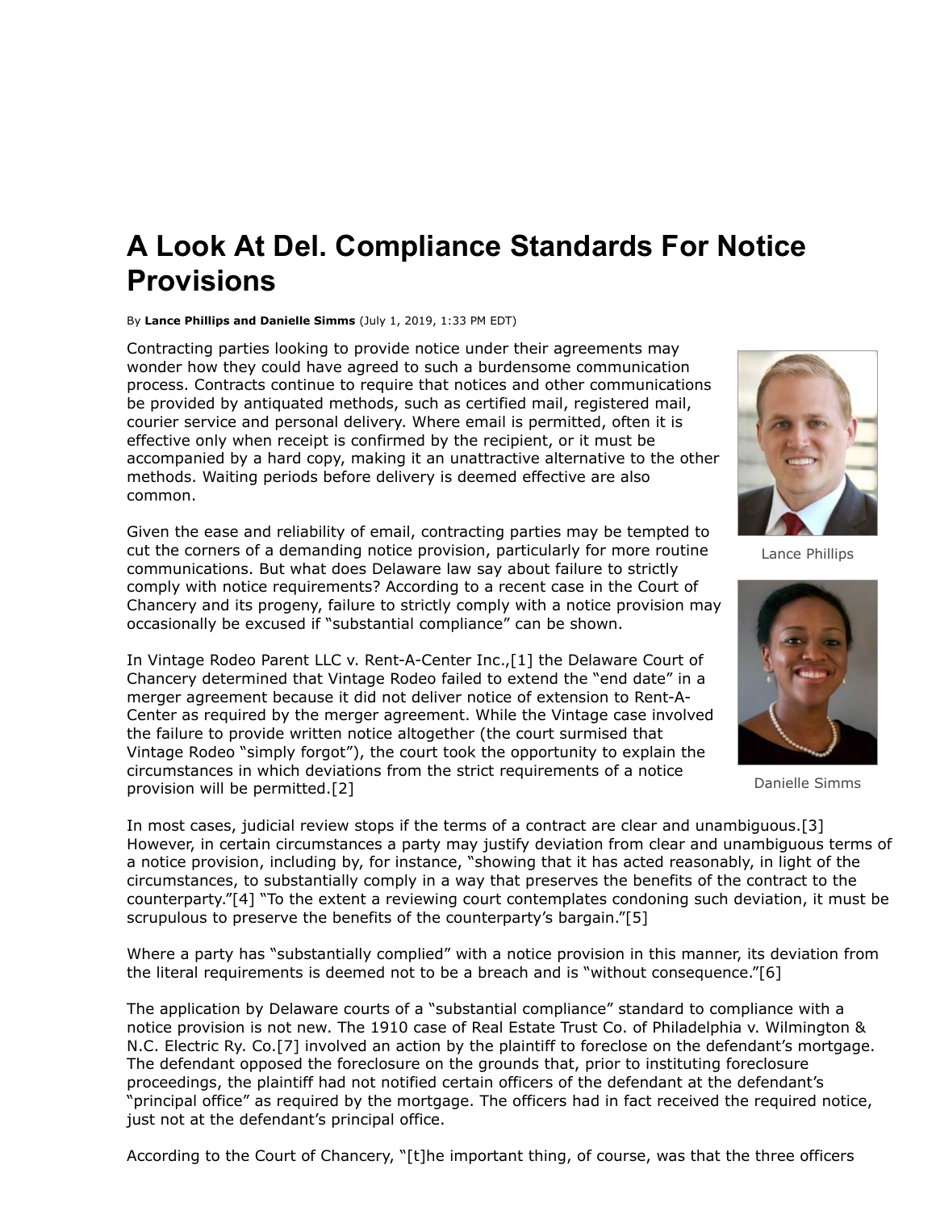# A Look At Del. Compliance Standards For Notice Provisions

By **Lance Phillips and Danielle Simms** (July 1, 2019, 1:33 PM EDT)

Contracting parties looking to provide notice under their agreements may wonder how they could have agreed to such a burdensome communication process. Contracts continue to require that notices and other communications be provided by antiquated methods, such as certified mail, registered mail, courier service and personal delivery. Where email is permitted, often it is effective only when receipt is confirmed by the recipient, or it must be accompanied by a hard copy, making it an unattractive alternative to the other methods. Waiting periods before delivery is deemed effective are also common.

Lance Phillips

Danielle Simms

Given the ease and reliability of email, contracting parties may be tempted to cut the corners of a demanding notice provision, particularly for more routine communications. But what does Delaware law say about failure to strictly comply with notice requirements? According to a recent case in the Court of Chancery and its progeny, failure to strictly comply with a notice provision may occasionally be excused if "substantial compliance" can be shown.

In Vintage Rodeo Parent LLC v. Rent-A-Center Inc.,[1] the Delaware Court of Chancery determined that Vintage Rodeo failed to extend the "end date" in a merger agreement because it did not deliver notice of extension to Rent-A-Center as required by the merger agreement. While the Vintage case involved the failure to provide written notice altogether (the court surmised that Vintage Rodeo "simply forgot"), the court took the opportunity to explain the circumstances in which deviations from the strict requirements of a notice provision will be permitted.[2]

In most cases, judicial review stops if the terms of a contract are clear and unambiguous.[3] However, in certain circumstances a party may justify deviation from clear and unambiguous terms of a notice provision, including by, for instance, "showing that it has acted reasonably, in light of the circumstances, to substantially comply in a way that preserves the benefits of the contract to the counterparty."[4] "To the extent a reviewing court contemplates condoning such deviation, it must be scrupulous to preserve the benefits of the counterparty's bargain."[5]

Where a party has "substantially complied" with a notice provision in this manner, its deviation from the literal requirements is deemed not to be a breach and is "without consequence."[6]

The application by Delaware courts of a "substantial compliance" standard to compliance with a notice provision is not new. The 1910 case of Real Estate Trust Co. of Philadelphia v. Wilmington & N.C. Electric Ry. Co.[7] involved an action by the plaintiff to foreclose on the defendant's mortgage. The defendant opposed the foreclosure on the grounds that, prior to instituting foreclosure proceedings, the plaintiff had not notified certain officers of the defendant at the defendant's "principal office" as required by the mortgage. The officers had in fact received the required notice, just not at the defendant's principal office.

According to the Court of Chancery, "[t]he important thing, of course, was that the three officers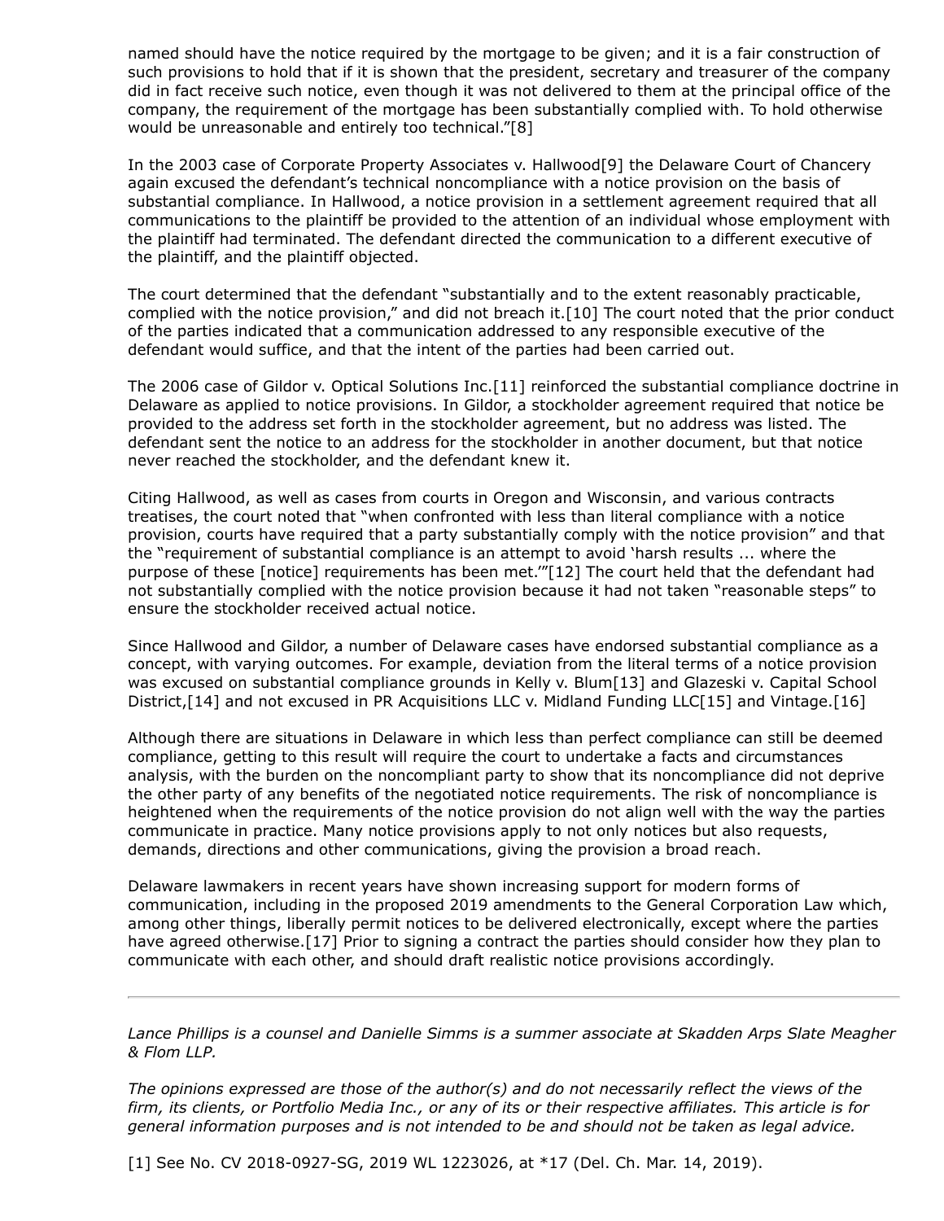named should have the notice required by the mortgage to be given; and it is a fair construction of such provisions to hold that if it is shown that the president, secretary and treasurer of the company did in fact receive such notice, even though it was not delivered to them at the principal office of the company, the requirement of the mortgage has been substantially complied with. To hold otherwise would be unreasonable and entirely too technical."[8]

In the 2003 case of Corporate Property Associates v. Hallwood[9] the Delaware Court of Chancery again excused the defendant's technical noncompliance with a notice provision on the basis of substantial compliance. In Hallwood, a notice provision in a settlement agreement required that all communications to the plaintiff be provided to the attention of an individual whose employment with the plaintiff had terminated. The defendant directed the communication to a different executive of the plaintiff, and the plaintiff objected.

The court determined that the defendant "substantially and to the extent reasonably practicable, complied with the notice provision," and did not breach it.[10] The court noted that the prior conduct of the parties indicated that a communication addressed to any responsible executive of the defendant would suffice, and that the intent of the parties had been carried out.

The 2006 case of Gildor v. Optical Solutions Inc.[11] reinforced the substantial compliance doctrine in Delaware as applied to notice provisions. In Gildor, a stockholder agreement required that notice be provided to the address set forth in the stockholder agreement, but no address was listed. The defendant sent the notice to an address for the stockholder in another document, but that notice never reached the stockholder, and the defendant knew it.

Citing Hallwood, as well as cases from courts in Oregon and Wisconsin, and various contracts treatises, the court noted that "when confronted with less than literal compliance with a notice provision, courts have required that a party substantially comply with the notice provision" and that the "requirement of substantial compliance is an attempt to avoid 'harsh results ... where the purpose of these [notice] requirements has been met.'"[12] The court held that the defendant had not substantially complied with the notice provision because it had not taken "reasonable steps" to ensure the stockholder received actual notice.

Since Hallwood and Gildor, a number of Delaware cases have endorsed substantial compliance as a concept, with varying outcomes. For example, deviation from the literal terms of a notice provision was excused on substantial compliance grounds in Kelly v. Blum[13] and Glazeski v. Capital School District,[14] and not excused in PR Acquisitions LLC v. Midland Funding LLC[15] and Vintage.[16]

Although there are situations in Delaware in which less than perfect compliance can still be deemed compliance, getting to this result will require the court to undertake a facts and circumstances analysis, with the burden on the noncompliant party to show that its noncompliance did not deprive the other party of any benefits of the negotiated notice requirements. The risk of noncompliance is heightened when the requirements of the notice provision do not align well with the way the parties communicate in practice. Many notice provisions apply to not only notices but also requests, demands, directions and other communications, giving the provision a broad reach.

Delaware lawmakers in recent years have shown increasing support for modern forms of communication, including in the proposed 2019 amendments to the General Corporation Law which, among other things, liberally permit notices to be delivered electronically, except where the parties have agreed otherwise.[17] Prior to signing a contract the parties should consider how they plan to communicate with each other, and should draft realistic notice provisions accordingly.

---

*Lance Phillips is a counsel and Danielle Simms is a summer associate at Skadden Arps Slate Meagher & Flom LLP.*

*The opinions expressed are those of the author(s) and do not necessarily reflect the views of the firm, its clients, or Portfolio Media Inc., or any of its or their respective affiliates. This article is for general information purposes and is not intended to be and should not be taken as legal advice.*

[1] See No. CV 2018-0927-SG, 2019 WL 1223026, at *17 (Del. Ch. Mar. 14, 2019).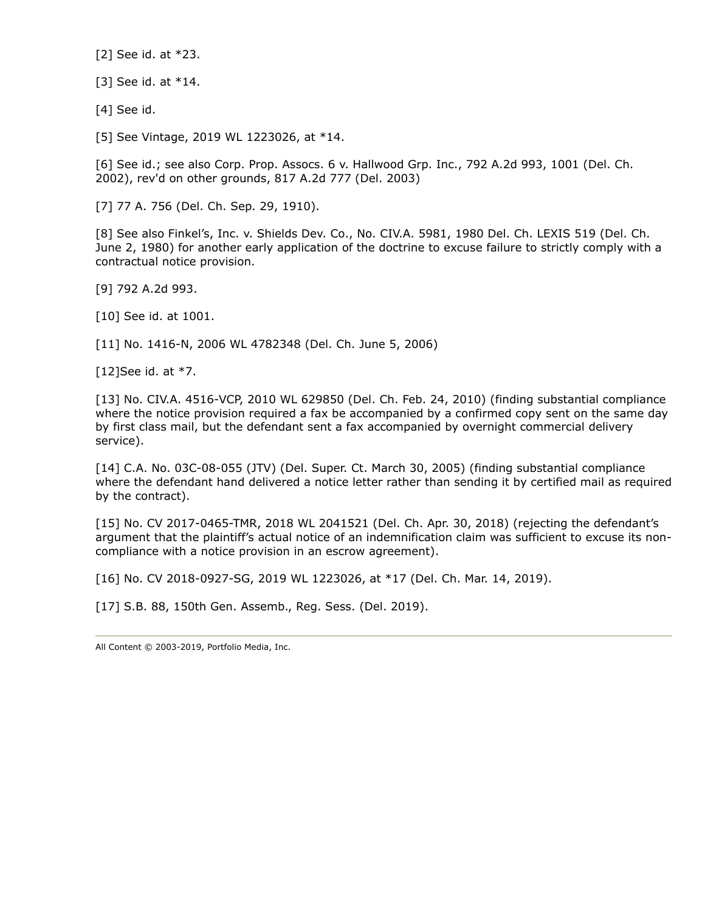[2] See id. at *23.

[3] See id. at *14.

[4] See id.

[5] See Vintage, 2019 WL 1223026, at *14.

[6] See id.; see also Corp. Prop. Assocs. 6 v. Hallwood Grp. Inc., 792 A.2d 993, 1001 (Del. Ch. 2002), rev'd on other grounds, 817 A.2d 777 (Del. 2003)

[7] 77 A. 756 (Del. Ch. Sep. 29, 1910).

[8] See also Finkel's, Inc. v. Shields Dev. Co., No. CIV.A. 5981, 1980 Del. Ch. LEXIS 519 (Del. Ch. June 2, 1980) for another early application of the doctrine to excuse failure to strictly comply with a contractual notice provision.

[9] 792 A.2d 993.

[10] See id. at 1001.

[11] No. 1416-N, 2006 WL 4782348 (Del. Ch. June 5, 2006)

[12]See id. at *7.

[13] No. CIV.A. 4516-VCP, 2010 WL 629850 (Del. Ch. Feb. 24, 2010) (finding substantial compliance where the notice provision required a fax be accompanied by a confirmed copy sent on the same day by first class mail, but the defendant sent a fax accompanied by overnight commercial delivery service).

[14] C.A. No. 03C-08-055 (JTV) (Del. Super. Ct. March 30, 2005) (finding substantial compliance where the defendant hand delivered a notice letter rather than sending it by certified mail as required by the contract).

[15] No. CV 2017-0465-TMR, 2018 WL 2041521 (Del. Ch. Apr. 30, 2018) (rejecting the defendant's argument that the plaintiff's actual notice of an indemnification claim was sufficient to excuse its non-compliance with a notice provision in an escrow agreement).

[16] No. CV 2018-0927-SG, 2019 WL 1223026, at *17 (Del. Ch. Mar. 14, 2019).

[17] S.B. 88, 150th Gen. Assemb., Reg. Sess. (Del. 2019).

All Content © 2003-2019, Portfolio Media, Inc.